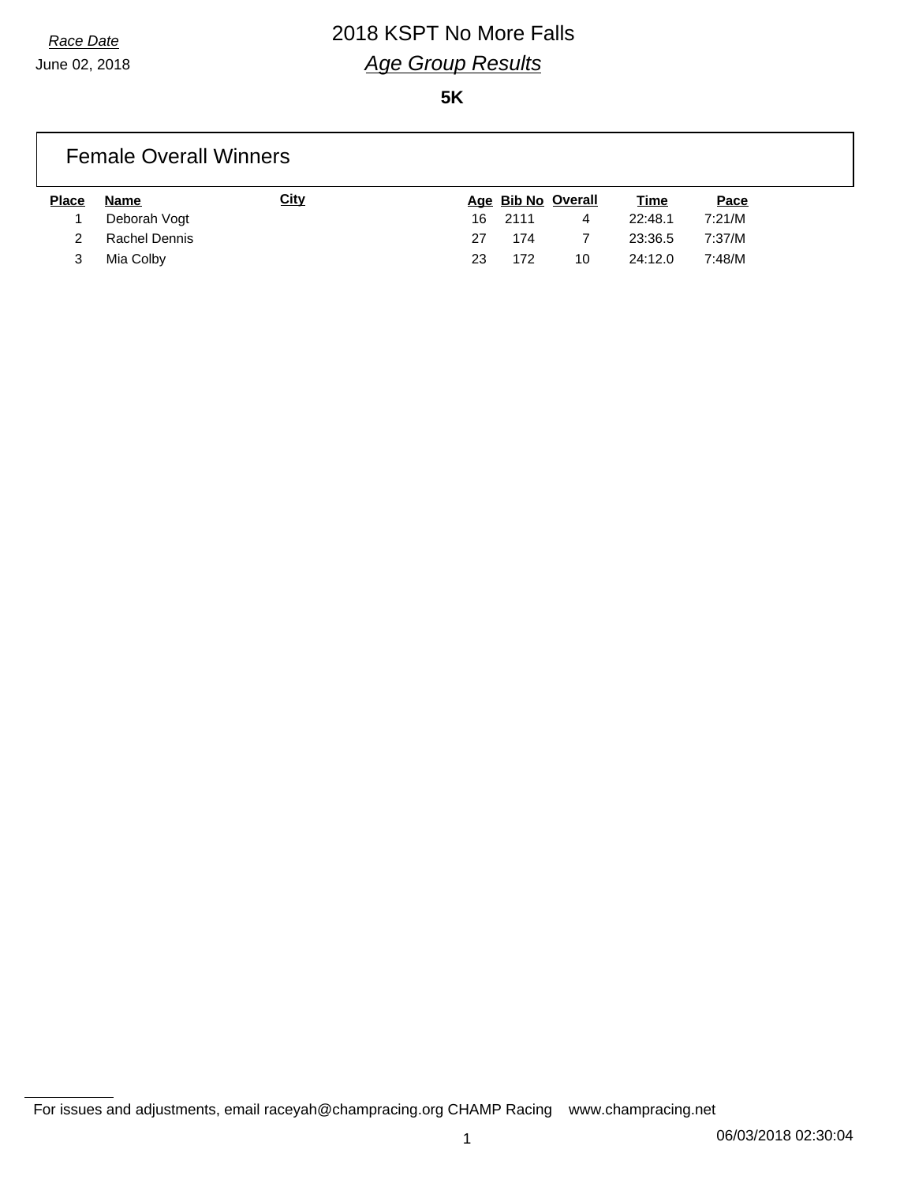*Race Date*
June 02, 2018

# 2018 KSPT No More Falls

## *Age Group Results*

**5K**

### Female Overall Winners

| Place | Name | City | Age | Bib No | Overall | Time | Pace |
|---|---|---|---|---|---|---|---|
| 1 | Deborah Vogt | | 16 | 2111 | 4 | 22:48.1 | 7:21/M |
| 2 | Rachel Dennis | | 27 | 174 | 7 | 23:36.5 | 7:37/M |
| 3 | Mia Colby | | 23 | 172 | 10 | 24:12.0 | 7:48/M |

For issues and adjustments, email raceyah@champracing.org CHAMP Racing www.champracing.net

06/03/2018 02:30:04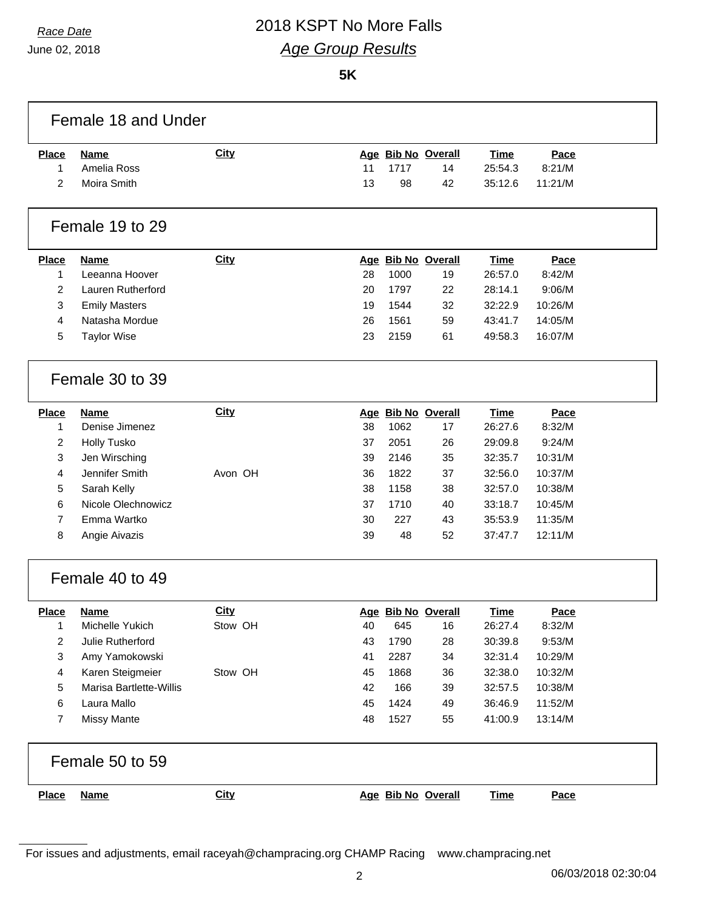# 2018 KSPT No More Falls

*Race Date*
June 02, 2018

## *Age Group Results*

**5K**

### Female 18 and Under

| Place | Name | City | Age | Bib No | Overall | Time | Pace |
|---|---|---|---|---|---|---|---|
| 1 | Amelia Ross | | 11 | 1717 | 14 | 25:54.3 | 8:21/M |
| 2 | Moira Smith | | 13 | 98 | 42 | 35:12.6 | 11:21/M |

### Female 19 to 29

| Place | Name | City | Age | Bib No | Overall | Time | Pace |
|---|---|---|---|---|---|---|---|
| 1 | Leeanna Hoover | | 28 | 1000 | 19 | 26:57.0 | 8:42/M |
| 2 | Lauren Rutherford | | 20 | 1797 | 22 | 28:14.1 | 9:06/M |
| 3 | Emily Masters | | 19 | 1544 | 32 | 32:22.9 | 10:26/M |
| 4 | Natasha Mordue | | 26 | 1561 | 59 | 43:41.7 | 14:05/M |
| 5 | Taylor Wise | | 23 | 2159 | 61 | 49:58.3 | 16:07/M |

### Female 30 to 39

| Place | Name | City | Age | Bib No | Overall | Time | Pace |
|---|---|---|---|---|---|---|---|
| 1 | Denise Jimenez | | 38 | 1062 | 17 | 26:27.6 | 8:32/M |
| 2 | Holly Tusko | | 37 | 2051 | 26 | 29:09.8 | 9:24/M |
| 3 | Jen Wirsching | | 39 | 2146 | 35 | 32:35.7 | 10:31/M |
| 4 | Jennifer Smith | Avon OH | 36 | 1822 | 37 | 32:56.0 | 10:37/M |
| 5 | Sarah Kelly | | 38 | 1158 | 38 | 32:57.0 | 10:38/M |
| 6 | Nicole Olechnowicz | | 37 | 1710 | 40 | 33:18.7 | 10:45/M |
| 7 | Emma Wartko | | 30 | 227 | 43 | 35:53.9 | 11:35/M |
| 8 | Angie Aivazis | | 39 | 48 | 52 | 37:47.7 | 12:11/M |

### Female 40 to 49

| Place | Name | City | Age | Bib No | Overall | Time | Pace |
|---|---|---|---|---|---|---|---|
| 1 | Michelle Yukich | Stow OH | 40 | 645 | 16 | 26:27.4 | 8:32/M |
| 2 | Julie Rutherford | | 43 | 1790 | 28 | 30:39.8 | 9:53/M |
| 3 | Amy Yamokowski | | 41 | 2287 | 34 | 32:31.4 | 10:29/M |
| 4 | Karen Steigmeier | Stow OH | 45 | 1868 | 36 | 32:38.0 | 10:32/M |
| 5 | Marisa Bartlette-Willis | | 42 | 166 | 39 | 32:57.5 | 10:38/M |
| 6 | Laura Mallo | | 45 | 1424 | 49 | 36:46.9 | 11:52/M |
| 7 | Missy Mante | | 48 | 1527 | 55 | 41:00.9 | 13:14/M |

### Female 50 to 59

| Place | Name | City | Age | Bib No | Overall | Time | Pace |
|---|---|---|---|---|---|---|---|

For issues and adjustments, email raceyah@champracing.org CHAMP Racing www.champracing.net

06/03/2018 02:30:04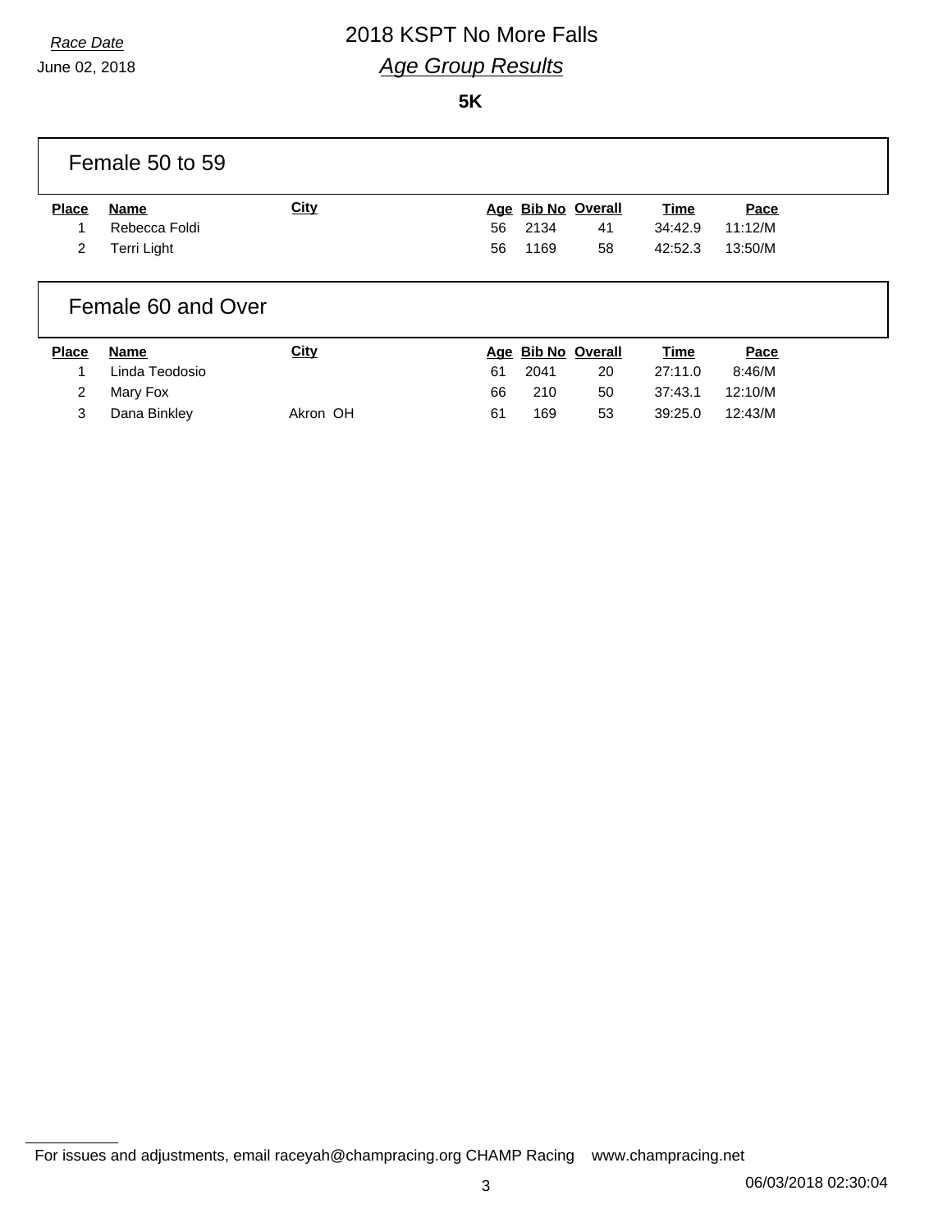Race Date
June 02, 2018

# 2018 KSPT No More Falls

## *Age Group Results*

**5K**

### Female 50 to 59

| Place | Name | City | Age | Bib No | Overall | Time | Pace |
|---|---|---|---|---|---|---|---|
| 1 | Rebecca Foldi | | 56 | 2134 | 41 | 34:42.9 | 11:12/M |
| 2 | Terri Light | | 56 | 1169 | 58 | 42:52.3 | 13:50/M |

### Female 60 and Over

| Place | Name | City | Age | Bib No | Overall | Time | Pace |
|---|---|---|---|---|---|---|---|
| 1 | Linda Teodosio | | 61 | 2041 | 20 | 27:11.0 | 8:46/M |
| 2 | Mary Fox | | 66 | 210 | 50 | 37:43.1 | 12:10/M |
| 3 | Dana Binkley | Akron OH | 61 | 169 | 53 | 39:25.0 | 12:43/M |

For issues and adjustments, email raceyah@champracing.org CHAMP Racing www.champracing.net

06/03/2018 02:30:04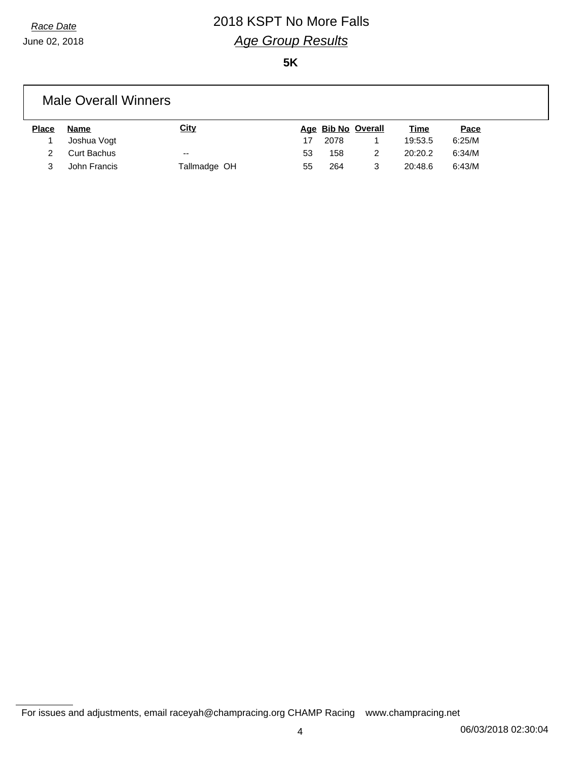*Race Date*

June 02, 2018

# 2018 KSPT No More Falls

## *Age Group Results*

**5K**

### Male Overall Winners

| Place | Name | City | Age | Bib No | Overall | Time | Pace |
|---|---|---|---|---|---|---|---|
| 1 | Joshua Vogt | | 17 | 2078 | 1 | 19:53.5 | 6:25/M |
| 2 | Curt Bachus | -- | 53 | 158 | 2 | 20:20.2 | 6:34/M |
| 3 | John Francis | Tallmadge OH | 55 | 264 | 3 | 20:48.6 | 6:43/M |

For issues and adjustments, email raceyah@champracing.org CHAMP Racing www.champracing.net

06/03/2018 02:30:04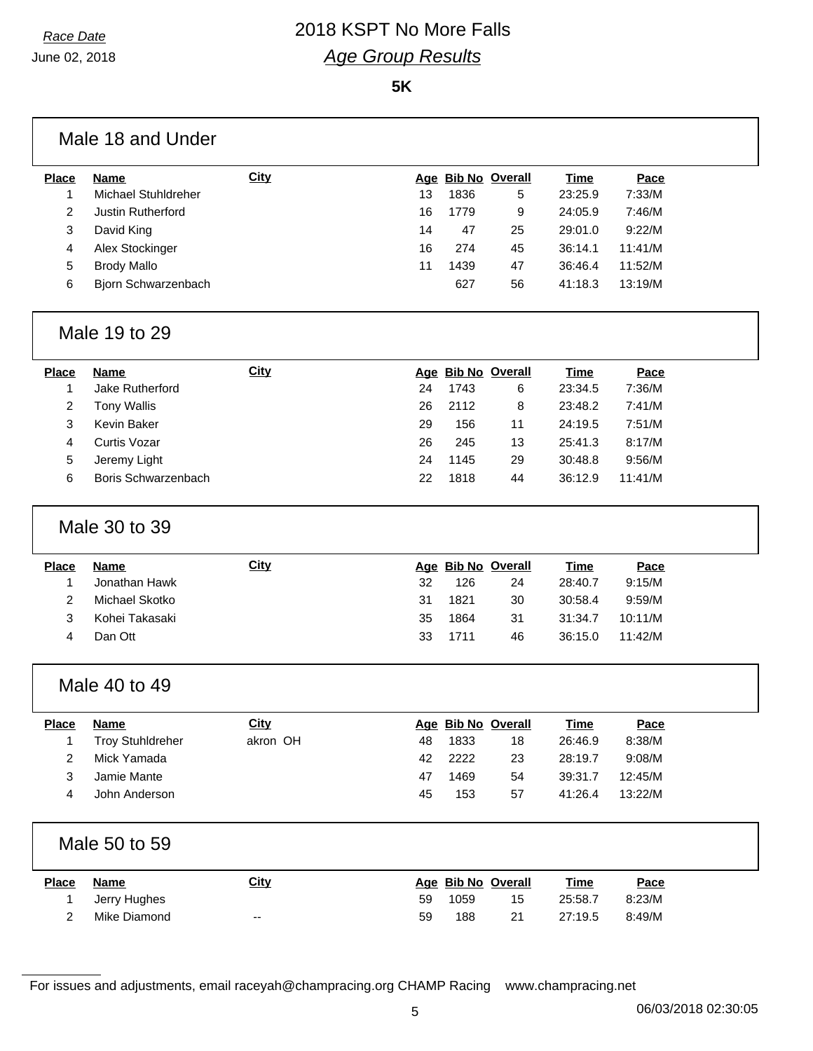*Race Date*
June 02, 2018

# 2018 KSPT No More Falls

## *Age Group Results*

**5K**

### Male 18 and Under

| Place | Name | City | Age | Bib No | Overall | Time | Pace |
|---|---|---|---|---|---|---|---|
| 1 | Michael Stuhldreher | | 13 | 1836 | 5 | 23:25.9 | 7:33/M |
| 2 | Justin Rutherford | | 16 | 1779 | 9 | 24:05.9 | 7:46/M |
| 3 | David King | | 14 | 47 | 25 | 29:01.0 | 9:22/M |
| 4 | Alex Stockinger | | 16 | 274 | 45 | 36:14.1 | 11:41/M |
| 5 | Brody Mallo | | 11 | 1439 | 47 | 36:46.4 | 11:52/M |
| 6 | Bjorn Schwarzenbach | | | 627 | 56 | 41:18.3 | 13:19/M |

### Male 19 to 29

| Place | Name | City | Age | Bib No | Overall | Time | Pace |
|---|---|---|---|---|---|---|---|
| 1 | Jake Rutherford | | 24 | 1743 | 6 | 23:34.5 | 7:36/M |
| 2 | Tony Wallis | | 26 | 2112 | 8 | 23:48.2 | 7:41/M |
| 3 | Kevin Baker | | 29 | 156 | 11 | 24:19.5 | 7:51/M |
| 4 | Curtis Vozar | | 26 | 245 | 13 | 25:41.3 | 8:17/M |
| 5 | Jeremy Light | | 24 | 1145 | 29 | 30:48.8 | 9:56/M |
| 6 | Boris Schwarzenbach | | 22 | 1818 | 44 | 36:12.9 | 11:41/M |

### Male 30 to 39

| Place | Name | City | Age | Bib No | Overall | Time | Pace |
|---|---|---|---|---|---|---|---|
| 1 | Jonathan Hawk | | 32 | 126 | 24 | 28:40.7 | 9:15/M |
| 2 | Michael Skotko | | 31 | 1821 | 30 | 30:58.4 | 9:59/M |
| 3 | Kohei Takasaki | | 35 | 1864 | 31 | 31:34.7 | 10:11/M |
| 4 | Dan Ott | | 33 | 1711 | 46 | 36:15.0 | 11:42/M |

### Male 40 to 49

| Place | Name | City | Age | Bib No | Overall | Time | Pace |
|---|---|---|---|---|---|---|---|
| 1 | Troy Stuhldreher | akron OH | 48 | 1833 | 18 | 26:46.9 | 8:38/M |
| 2 | Mick Yamada | | 42 | 2222 | 23 | 28:19.7 | 9:08/M |
| 3 | Jamie Mante | | 47 | 1469 | 54 | 39:31.7 | 12:45/M |
| 4 | John Anderson | | 45 | 153 | 57 | 41:26.4 | 13:22/M |

### Male 50 to 59

| Place | Name | City | Age | Bib No | Overall | Time | Pace |
|---|---|---|---|---|---|---|---|
| 1 | Jerry Hughes | | 59 | 1059 | 15 | 25:58.7 | 8:23/M |
| 2 | Mike Diamond | -- | 59 | 188 | 21 | 27:19.5 | 8:49/M |

For issues and adjustments, email raceyah@champracing.org CHAMP Racing www.champracing.net

06/03/2018 02:30:05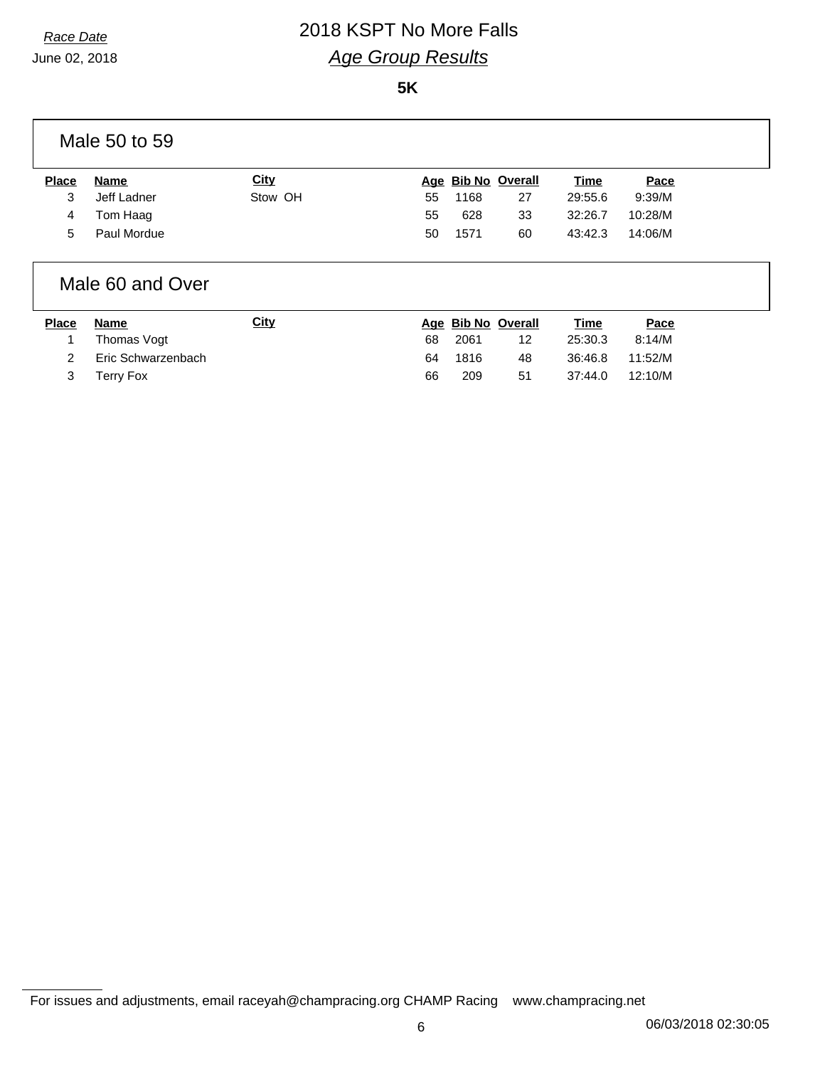Race Date

June 02, 2018

# 2018 KSPT No More Falls

## *Age Group Results*

**5K**

### Male 50 to 59

| Place | Name | City | Age | Bib No | Overall | Time | Pace |
|---|---|---|---|---|---|---|---|
| 3 | Jeff Ladner | Stow OH | 55 | 1168 | 27 | 29:55.6 | 9:39/M |
| 4 | Tom Haag | | 55 | 628 | 33 | 32:26.7 | 10:28/M |
| 5 | Paul Mordue | | 50 | 1571 | 60 | 43:42.3 | 14:06/M |

### Male 60 and Over

| Place | Name | City | Age | Bib No | Overall | Time | Pace |
|---|---|---|---|---|---|---|---|
| 1 | Thomas Vogt | | 68 | 2061 | 12 | 25:30.3 | 8:14/M |
| 2 | Eric Schwarzenbach | | 64 | 1816 | 48 | 36:46.8 | 11:52/M |
| 3 | Terry Fox | | 66 | 209 | 51 | 37:44.0 | 12:10/M |

For issues and adjustments, email raceyah@champracing.org CHAMP Racing www.champracing.net

06/03/2018 02:30:05